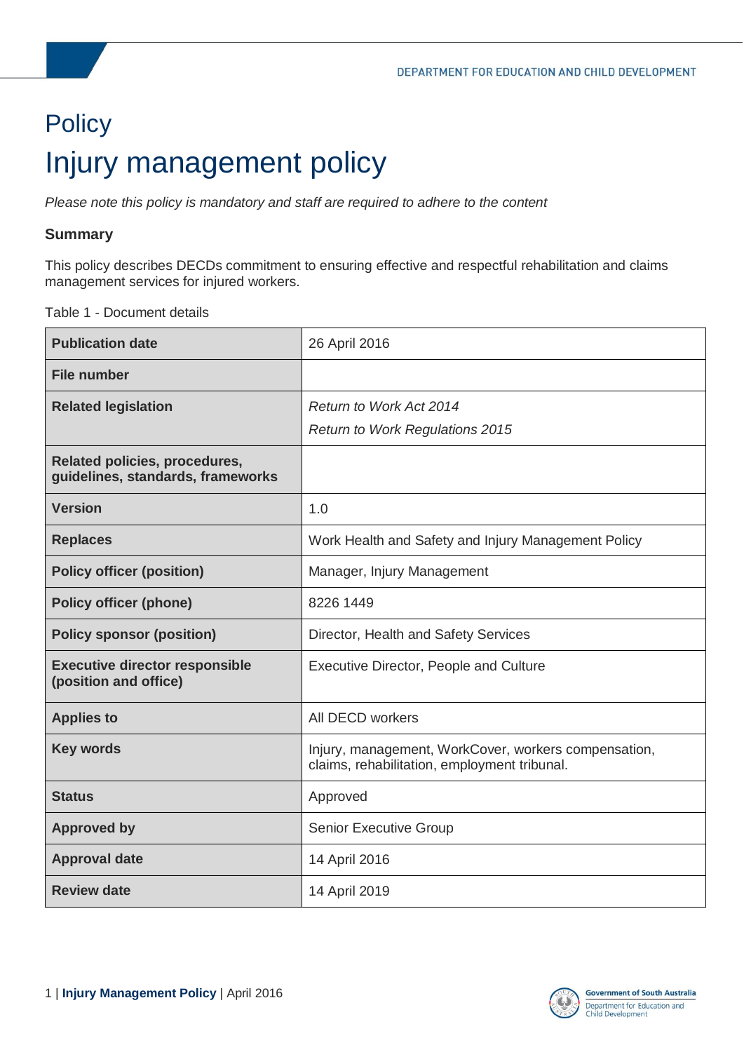# Policy

# Injury management policy

*Please note this policy is mandatory and staff are required to adhere to the content*

### Summary

This policy describes DECDs commitment to ensuring effective and respectful rehabilitation and claims management services for injured workers.

Table 1 - Document details

| | |
|---|---|
| **Publication date** | 26 April 2016 |
| **File number** | |
| **Related legislation** | *Return to Work Act 2014*<br>*Return to Work Regulations 2015* |
| **Related policies, procedures, guidelines, standards, frameworks** | |
| **Version** | 1.0 |
| **Replaces** | Work Health and Safety and Injury Management Policy |
| **Policy officer (position)** | Manager, Injury Management |
| **Policy officer (phone)** | 8226 1449 |
| **Policy sponsor (position)** | Director, Health and Safety Services |
| **Executive director responsible (position and office)** | Executive Director, People and Culture |
| **Applies to** | All DECD workers |
| **Key words** | Injury, management, WorkCover, workers compensation, claims, rehabilitation, employment tribunal. |
| **Status** | Approved |
| **Approved by** | Senior Executive Group |
| **Approval date** | 14 April 2016 |
| **Review date** | 14 April 2019 |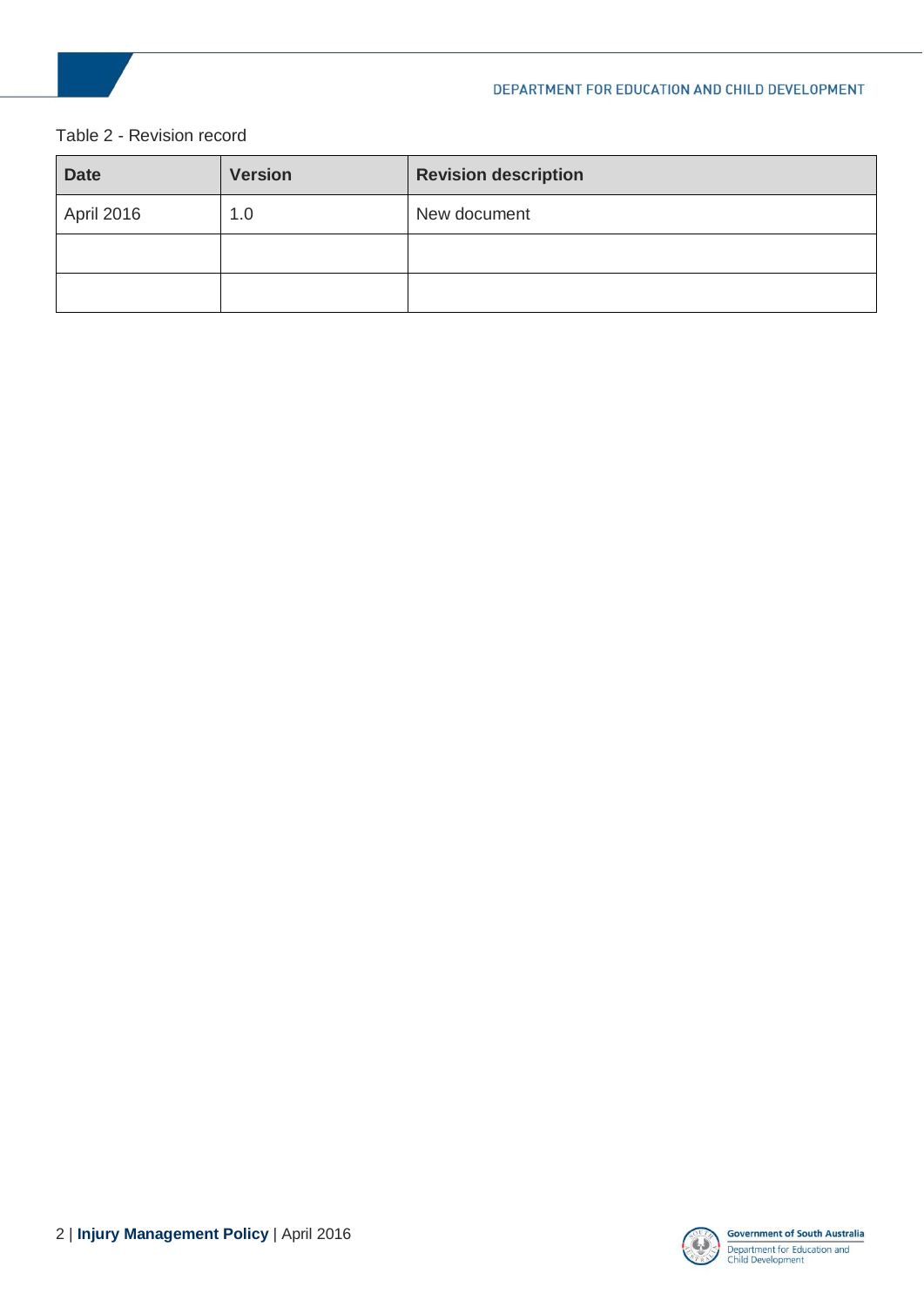Table 2 - Revision record

| Date | Version | Revision description |
| --- | --- | --- |
| April 2016 | 1.0 | New document |
| | | |
| | | |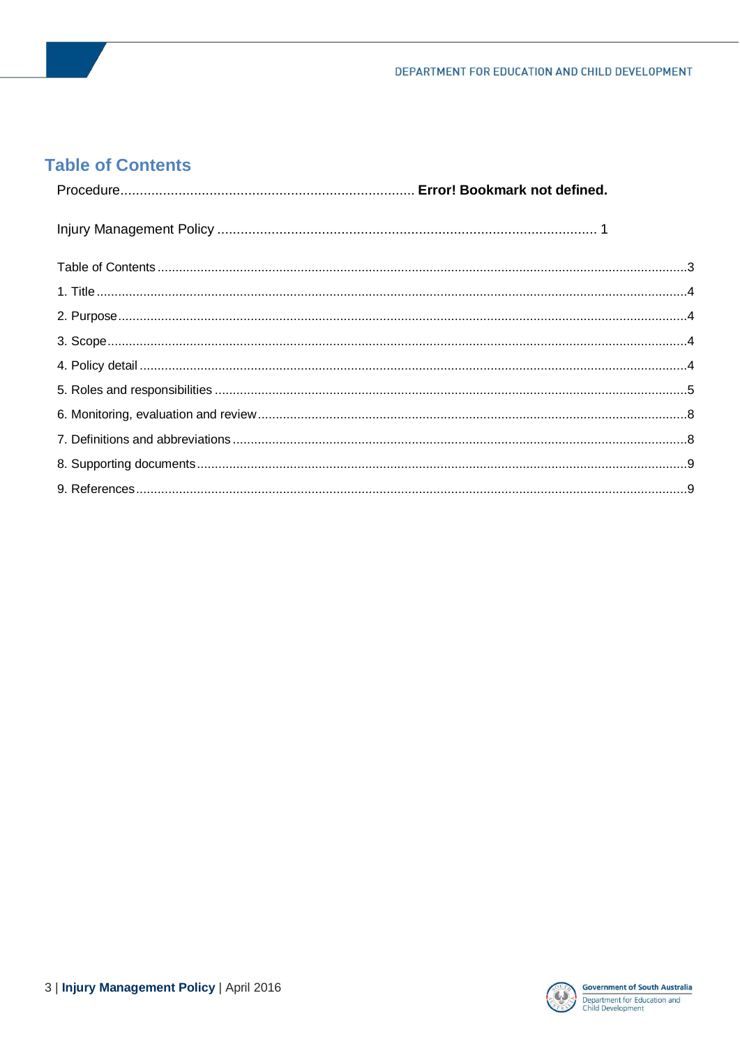## Table of Contents

Procedure............................................................................ **Error! Bookmark not defined.**

Injury Management Policy .................................................................................................. 1

Table of Contents ....................................................................................................................................3

1. Title .......................................................................................................................................................4

2. Purpose..................................................................................................................................................4

3. Scope.....................................................................................................................................................4

4. Policy detail ...........................................................................................................................................4

5. Roles and responsibilities ......................................................................................................................5

6. Monitoring, evaluation and review...........................................................................................................8

7. Definitions and abbreviations .................................................................................................................8

8. Supporting documents...........................................................................................................................9

9. References.............................................................................................................................................9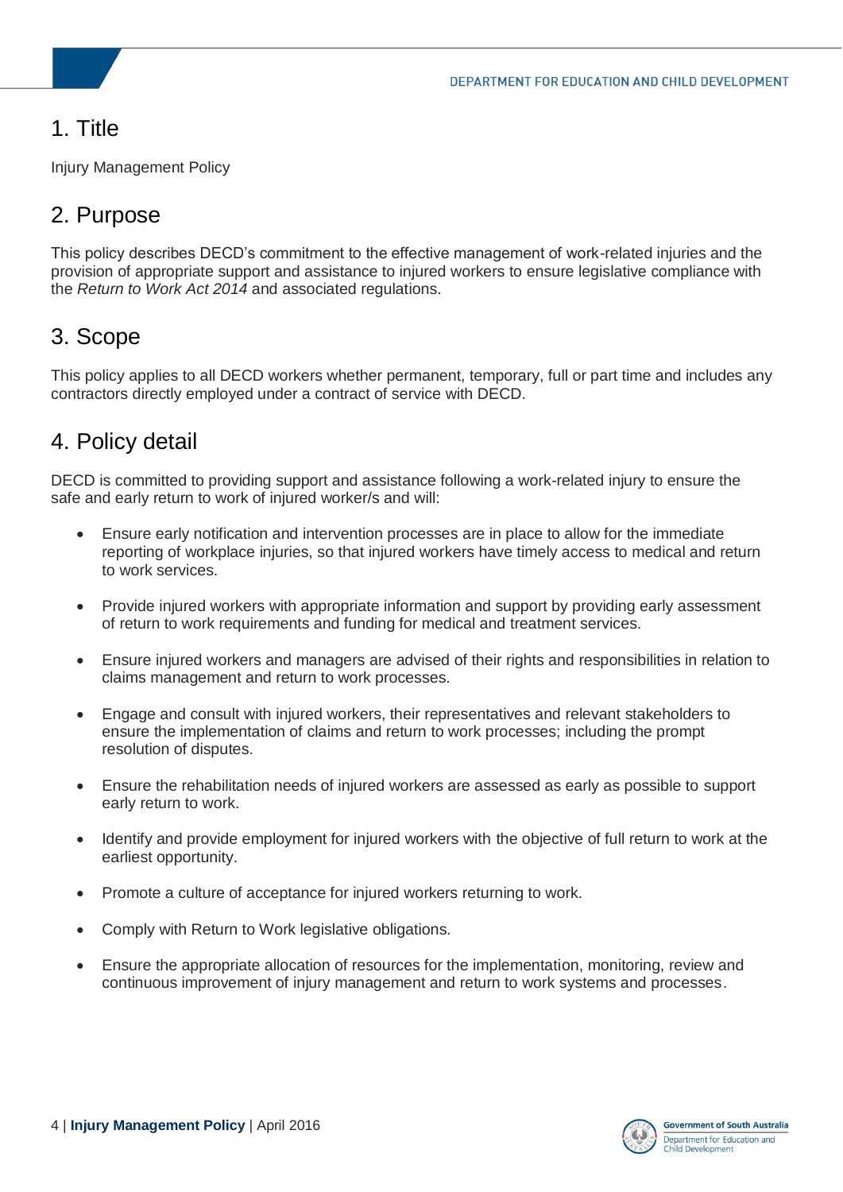## 1. Title

Injury Management Policy

## 2. Purpose

This policy describes DECD's commitment to the effective management of work-related injuries and the provision of appropriate support and assistance to injured workers to ensure legislative compliance with the *Return to Work Act 2014* and associated regulations.

## 3. Scope

This policy applies to all DECD workers whether permanent, temporary, full or part time and includes any contractors directly employed under a contract of service with DECD.

## 4. Policy detail

DECD is committed to providing support and assistance following a work-related injury to ensure the safe and early return to work of injured worker/s and will:

- Ensure early notification and intervention processes are in place to allow for the immediate reporting of workplace injuries, so that injured workers have timely access to medical and return to work services.
- Provide injured workers with appropriate information and support by providing early assessment of return to work requirements and funding for medical and treatment services.
- Ensure injured workers and managers are advised of their rights and responsibilities in relation to claims management and return to work processes.
- Engage and consult with injured workers, their representatives and relevant stakeholders to ensure the implementation of claims and return to work processes; including the prompt resolution of disputes.
- Ensure the rehabilitation needs of injured workers are assessed as early as possible to support early return to work.
- Identify and provide employment for injured workers with the objective of full return to work at the earliest opportunity.
- Promote a culture of acceptance for injured workers returning to work.
- Comply with Return to Work legislative obligations.
- Ensure the appropriate allocation of resources for the implementation, monitoring, review and continuous improvement of injury management and return to work systems and processes.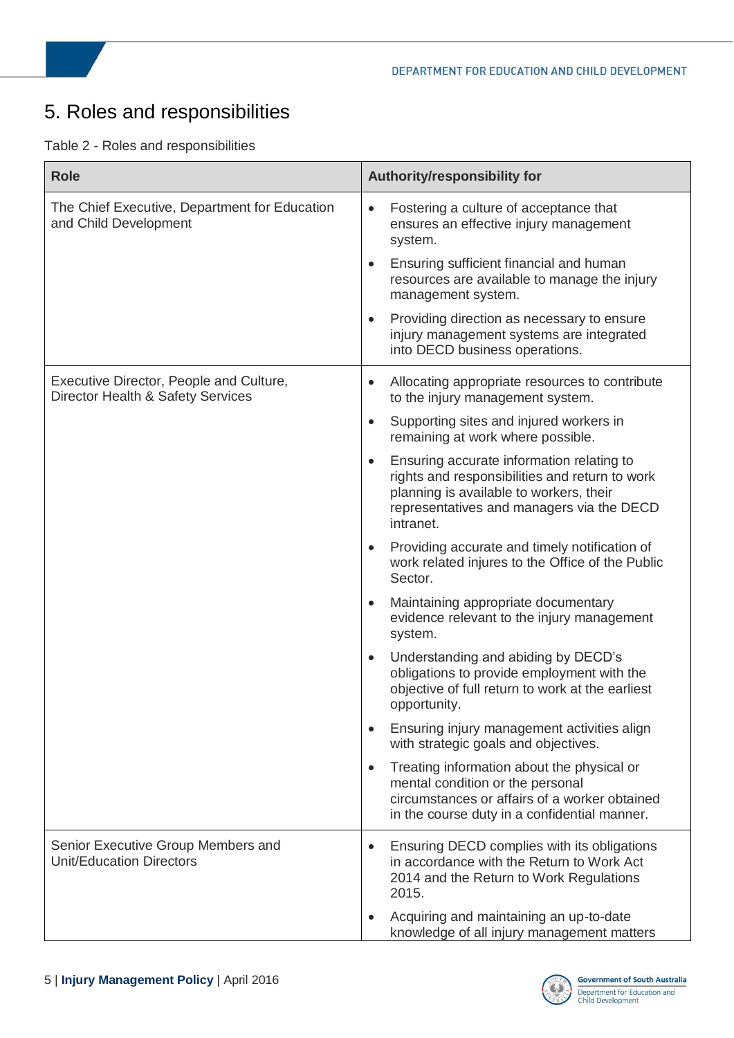# 5. Roles and responsibilities

Table 2 - Roles and responsibilities

| Role | Authority/responsibility for |
|---|---|
| The Chief Executive, Department for Education and Child Development | • Fostering a culture of acceptance that ensures an effective injury management system.<br>• Ensuring sufficient financial and human resources are available to manage the injury management system.<br>• Providing direction as necessary to ensure injury management systems are integrated into DECD business operations. |
| Executive Director, People and Culture, Director Health & Safety Services | • Allocating appropriate resources to contribute to the injury management system.<br>• Supporting sites and injured workers in remaining at work where possible.<br>• Ensuring accurate information relating to rights and responsibilities and return to work planning is available to workers, their representatives and managers via the DECD intranet.<br>• Providing accurate and timely notification of work related injures to the Office of the Public Sector.<br>• Maintaining appropriate documentary evidence relevant to the injury management system.<br>• Understanding and abiding by DECD's obligations to provide employment with the objective of full return to work at the earliest opportunity.<br>• Ensuring injury management activities align with strategic goals and objectives.<br>• Treating information about the physical or mental condition or the personal circumstances or affairs of a worker obtained in the course duty in a confidential manner. |
| Senior Executive Group Members and Unit/Education Directors | • Ensuring DECD complies with its obligations in accordance with the Return to Work Act 2014 and the Return to Work Regulations 2015.<br>• Acquiring and maintaining an up-to-date knowledge of all injury management matters |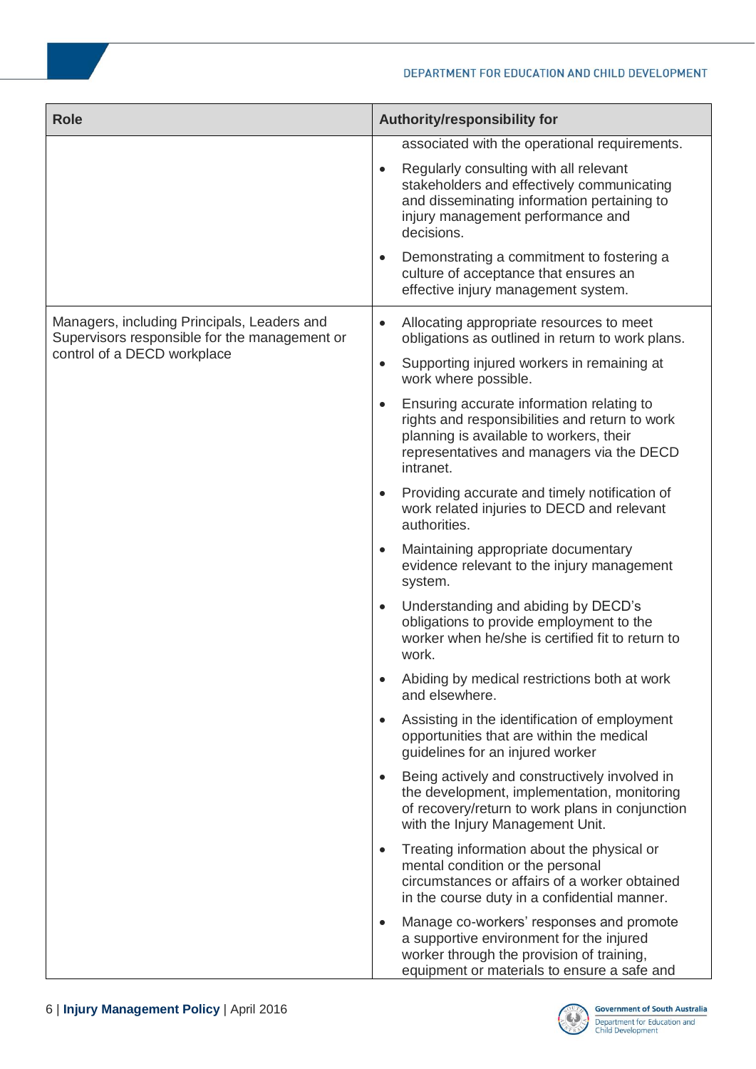| Role | Authority/responsibility for |
|---|---|
| | associated with the operational requirements.<br>• Regularly consulting with all relevant stakeholders and effectively communicating and disseminating information pertaining to injury management performance and decisions.<br>• Demonstrating a commitment to fostering a culture of acceptance that ensures an effective injury management system. |
| Managers, including Principals, Leaders and Supervisors responsible for the management or control of a DECD workplace | • Allocating appropriate resources to meet obligations as outlined in return to work plans.<br>• Supporting injured workers in remaining at work where possible.<br>• Ensuring accurate information relating to rights and responsibilities and return to work planning is available to workers, their representatives and managers via the DECD intranet.<br>• Providing accurate and timely notification of work related injuries to DECD and relevant authorities.<br>• Maintaining appropriate documentary evidence relevant to the injury management system.<br>• Understanding and abiding by DECD's obligations to provide employment to the worker when he/she is certified fit to return to work.<br>• Abiding by medical restrictions both at work and elsewhere.<br>• Assisting in the identification of employment opportunities that are within the medical guidelines for an injured worker<br>• Being actively and constructively involved in the development, implementation, monitoring of recovery/return to work plans in conjunction with the Injury Management Unit.<br>• Treating information about the physical or mental condition or the personal circumstances or affairs of a worker obtained in the course duty in a confidential manner.<br>• Manage co-workers' responses and promote a supportive environment for the injured worker through the provision of training, equipment or materials to ensure a safe and |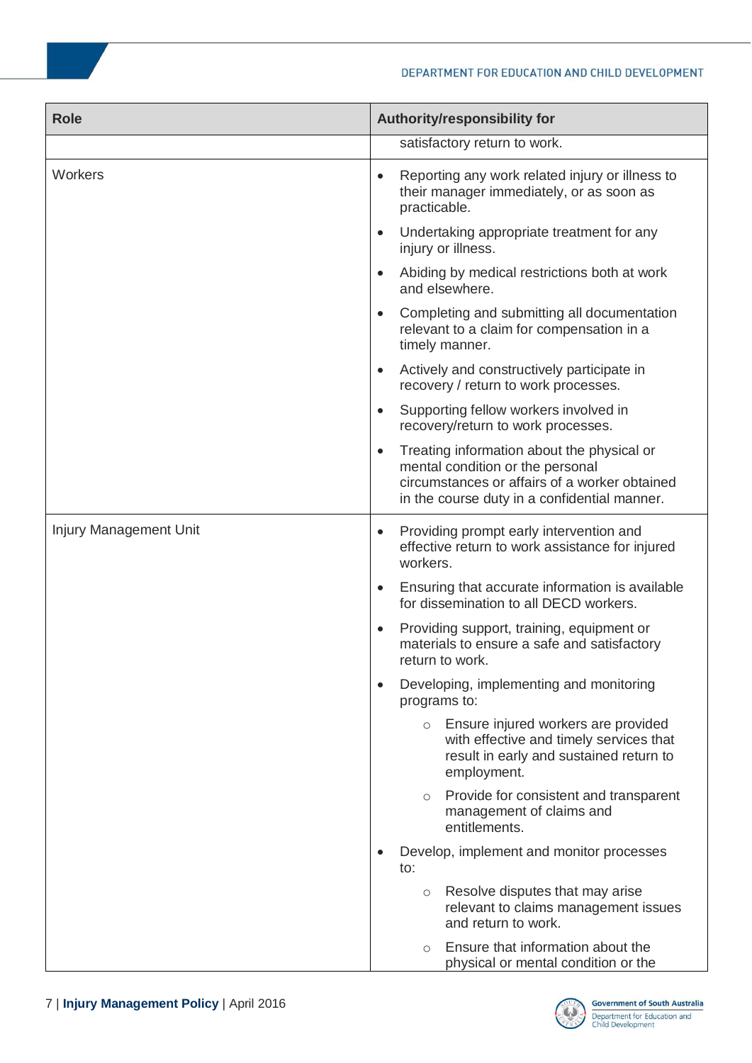| Role | Authority/responsibility for |
| --- | --- |
| | satisfactory return to work. |
| Workers | • Reporting any work related injury or illness to their manager immediately, or as soon as practicable.<br>• Undertaking appropriate treatment for any injury or illness.<br>• Abiding by medical restrictions both at work and elsewhere.<br>• Completing and submitting all documentation relevant to a claim for compensation in a timely manner.<br>• Actively and constructively participate in recovery / return to work processes.<br>• Supporting fellow workers involved in recovery/return to work processes.<br>• Treating information about the physical or mental condition or the personal circumstances or affairs of a worker obtained in the course duty in a confidential manner. |
| Injury Management Unit | • Providing prompt early intervention and effective return to work assistance for injured workers.<br>• Ensuring that accurate information is available for dissemination to all DECD workers.<br>• Providing support, training, equipment or materials to ensure a safe and satisfactory return to work.<br>• Developing, implementing and monitoring programs to:<br>&nbsp;&nbsp;&nbsp;&nbsp;○ Ensure injured workers are provided with effective and timely services that result in early and sustained return to employment.<br>&nbsp;&nbsp;&nbsp;&nbsp;○ Provide for consistent and transparent management of claims and entitlements.<br>• Develop, implement and monitor processes to:<br>&nbsp;&nbsp;&nbsp;&nbsp;○ Resolve disputes that may arise relevant to claims management issues and return to work.<br>&nbsp;&nbsp;&nbsp;&nbsp;○ Ensure that information about the physical or mental condition or the |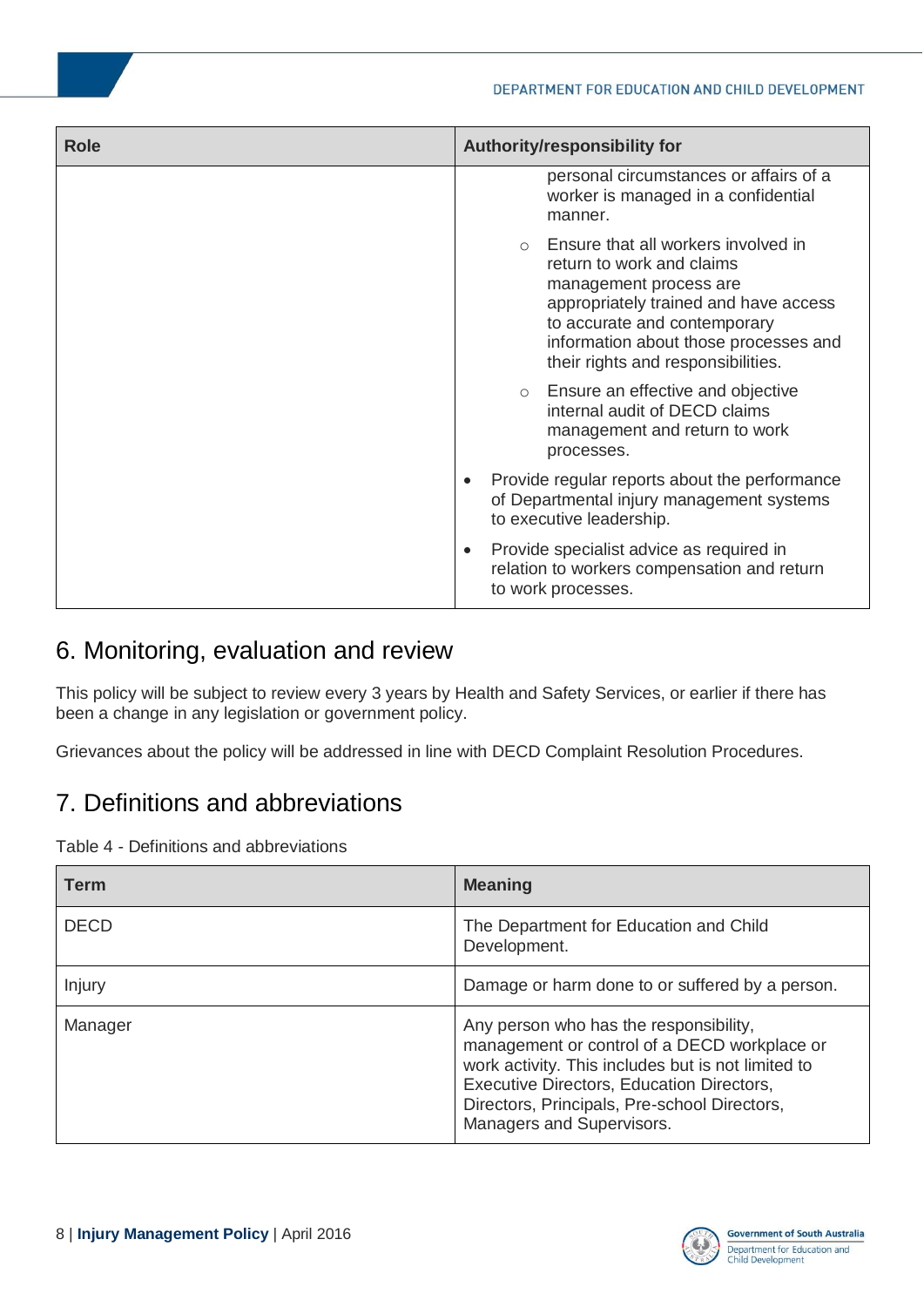| Role | Authority/responsibility for |
| --- | --- |
| | personal circumstances or affairs of a worker is managed in a confidential manner.<br>○ Ensure that all workers involved in return to work and claims management process are appropriately trained and have access to accurate and contemporary information about those processes and their rights and responsibilities.<br>○ Ensure an effective and objective internal audit of DECD claims management and return to work processes.<br>• Provide regular reports about the performance of Departmental injury management systems to executive leadership.<br>• Provide specialist advice as required in relation to workers compensation and return to work processes. |

## 6. Monitoring, evaluation and review

This policy will be subject to review every 3 years by Health and Safety Services, or earlier if there has been a change in any legislation or government policy.

Grievances about the policy will be addressed in line with DECD Complaint Resolution Procedures.

## 7. Definitions and abbreviations

Table 4 - Definitions and abbreviations

| Term | Meaning |
| --- | --- |
| DECD | The Department for Education and Child Development. |
| Injury | Damage or harm done to or suffered by a person. |
| Manager | Any person who has the responsibility, management or control of a DECD workplace or work activity. This includes but is not limited to Executive Directors, Education Directors, Directors, Principals, Pre-school Directors, Managers and Supervisors. |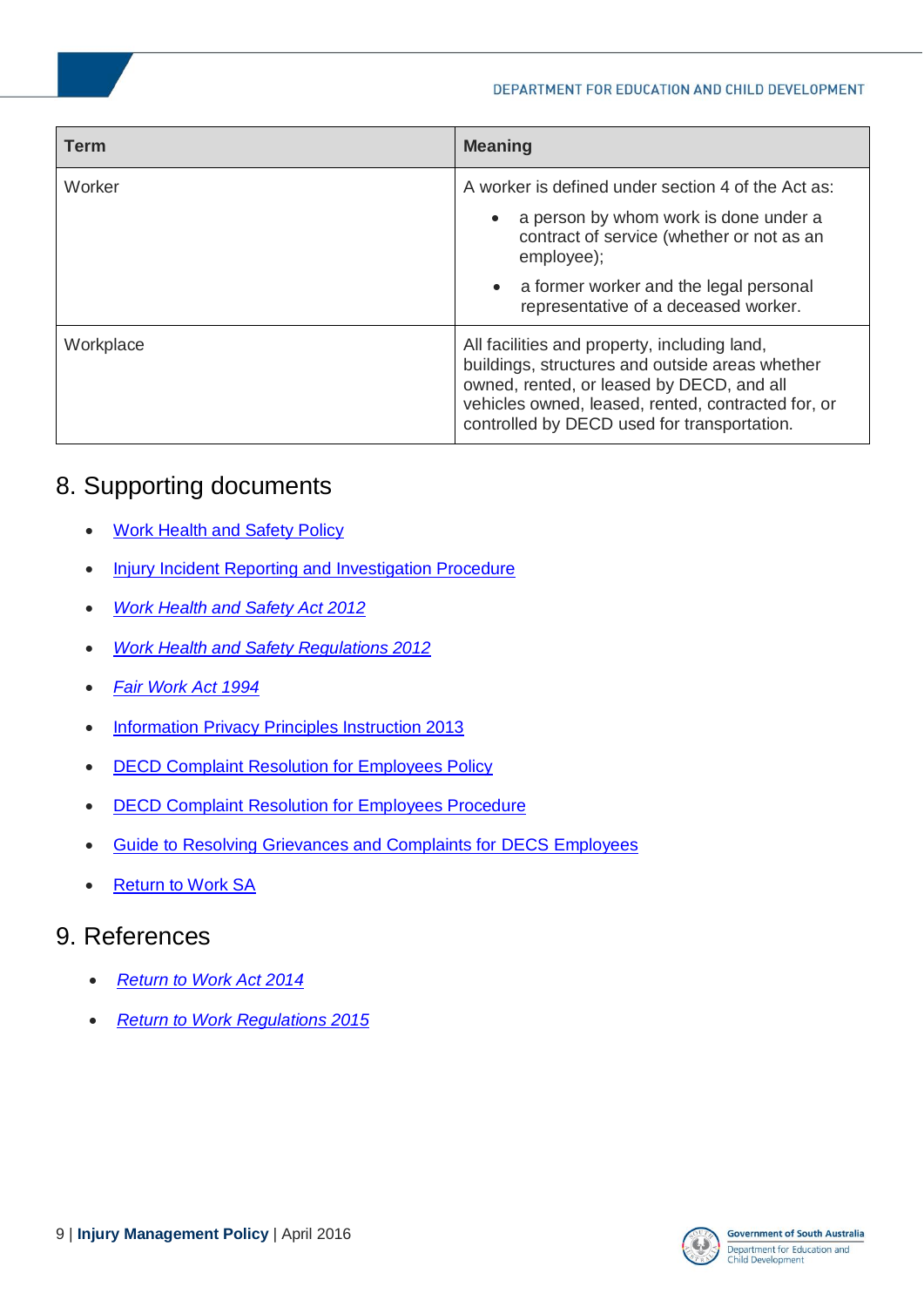| Term | Meaning |
|---|---|
| Worker | A worker is defined under section 4 of the Act as: <br>• a person by whom work is done under a contract of service (whether or not as an employee); <br>• a former worker and the legal personal representative of a deceased worker. |
| Workplace | All facilities and property, including land, buildings, structures and outside areas whether owned, rented, or leased by DECD, and all vehicles owned, leased, rented, contracted for, or controlled by DECD used for transportation. |

## 8. Supporting documents

- Work Health and Safety Policy
- Injury Incident Reporting and Investigation Procedure
- *Work Health and Safety Act 2012*
- *Work Health and Safety Regulations 2012*
- *Fair Work Act 1994*
- Information Privacy Principles Instruction 2013
- DECD Complaint Resolution for Employees Policy
- DECD Complaint Resolution for Employees Procedure
- Guide to Resolving Grievances and Complaints for DECS Employees
- Return to Work SA

## 9. References

- *Return to Work Act 2014*
- *Return to Work Regulations 2015*